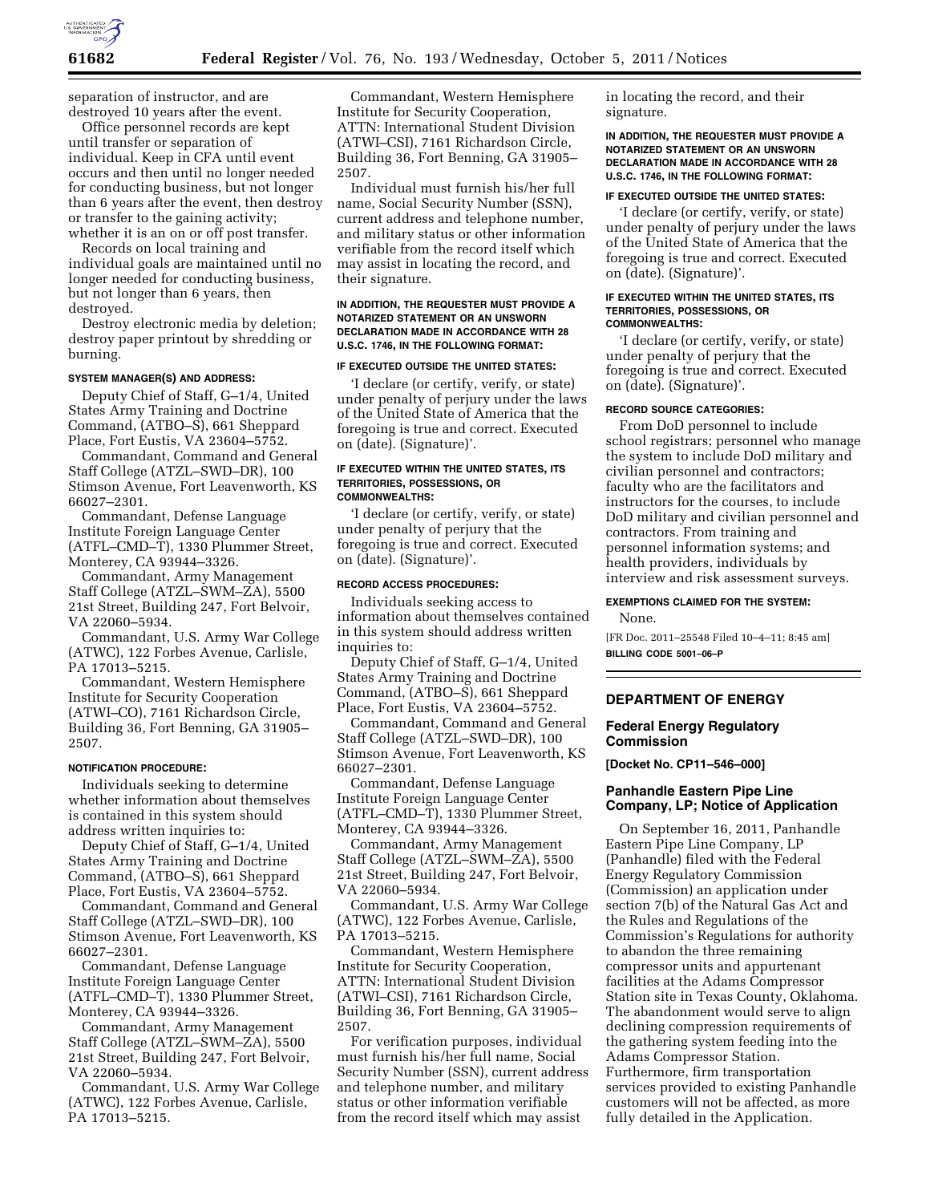separation of instructor, and are destroyed 10 years after the event.

Office personnel records are kept until transfer or separation of individual. Keep in CFA until event occurs and then until no longer needed for conducting business, but not longer than 6 years after the event, then destroy or transfer to the gaining activity; whether it is an on or off post transfer.

Records on local training and individual goals are maintained until no longer needed for conducting business, but not longer than 6 years, then destroyed.

Destroy electronic media by deletion; destroy paper printout by shredding or burning.

**SYSTEM MANAGER(S) AND ADDRESS:**

Deputy Chief of Staff, G–1/4, United States Army Training and Doctrine Command, (ATBO–S), 661 Sheppard Place, Fort Eustis, VA 23604–5752.

Commandant, Command and General Staff College (ATZL–SWD–DR), 100 Stimson Avenue, Fort Leavenworth, KS 66027–2301.

Commandant, Defense Language Institute Foreign Language Center (ATFL–CMD–T), 1330 Plummer Street, Monterey, CA 93944–3326.

Commandant, Army Management Staff College (ATZL–SWM–ZA), 5500 21st Street, Building 247, Fort Belvoir, VA 22060–5934.

Commandant, U.S. Army War College (ATWC), 122 Forbes Avenue, Carlisle, PA 17013–5215.

Commandant, Western Hemisphere Institute for Security Cooperation (ATWI–CO), 7161 Richardson Circle, Building 36, Fort Benning, GA 31905–2507.

**NOTIFICATION PROCEDURE:**

Individuals seeking to determine whether information about themselves is contained in this system should address written inquiries to:

Deputy Chief of Staff, G–1/4, United States Army Training and Doctrine Command, (ATBO–S), 661 Sheppard Place, Fort Eustis, VA 23604–5752.

Commandant, Command and General Staff College (ATZL–SWD–DR), 100 Stimson Avenue, Fort Leavenworth, KS 66027–2301.

Commandant, Defense Language Institute Foreign Language Center (ATFL–CMD–T), 1330 Plummer Street, Monterey, CA 93944–3326.

Commandant, Army Management Staff College (ATZL–SWM–ZA), 5500 21st Street, Building 247, Fort Belvoir, VA 22060–5934.

Commandant, U.S. Army War College (ATWC), 122 Forbes Avenue, Carlisle, PA 17013–5215.

Commandant, Western Hemisphere Institute for Security Cooperation, ATTN: International Student Division (ATWI–CSI), 7161 Richardson Circle, Building 36, Fort Benning, GA 31905–2507.

Individual must furnish his/her full name, Social Security Number (SSN), current address and telephone number, and military status or other information verifiable from the record itself which may assist in locating the record, and their signature.

**IN ADDITION, THE REQUESTER MUST PROVIDE A NOTARIZED STATEMENT OR AN UNSWORN DECLARATION MADE IN ACCORDANCE WITH 28 U.S.C. 1746, IN THE FOLLOWING FORMAT:**

**IF EXECUTED OUTSIDE THE UNITED STATES:**

'I declare (or certify, verify, or state) under penalty of perjury under the laws of the United State of America that the foregoing is true and correct. Executed on (date). (Signature)'.

**IF EXECUTED WITHIN THE UNITED STATES, ITS TERRITORIES, POSSESSIONS, OR COMMONWEALTHS:**

'I declare (or certify, verify, or state) under penalty of perjury that the foregoing is true and correct. Executed on (date). (Signature)'.

**RECORD ACCESS PROCEDURES:**

Individuals seeking access to information about themselves contained in this system should address written inquiries to:

Deputy Chief of Staff, G–1/4, United States Army Training and Doctrine Command, (ATBO–S), 661 Sheppard Place, Fort Eustis, VA 23604–5752.

Commandant, Command and General Staff College (ATZL–SWD–DR), 100 Stimson Avenue, Fort Leavenworth, KS 66027–2301.

Commandant, Defense Language Institute Foreign Language Center (ATFL–CMD–T), 1330 Plummer Street, Monterey, CA 93944–3326.

Commandant, Army Management Staff College (ATZL–SWM–ZA), 5500 21st Street, Building 247, Fort Belvoir, VA 22060–5934.

Commandant, U.S. Army War College (ATWC), 122 Forbes Avenue, Carlisle, PA 17013–5215.

Commandant, Western Hemisphere Institute for Security Cooperation, ATTN: International Student Division (ATWI–CSI), 7161 Richardson Circle, Building 36, Fort Benning, GA 31905–2507.

For verification purposes, individual must furnish his/her full name, Social Security Number (SSN), current address and telephone number, and military status or other information verifiable from the record itself which may assist in locating the record, and their signature.

**IN ADDITION, THE REQUESTER MUST PROVIDE A NOTARIZED STATEMENT OR AN UNSWORN DECLARATION MADE IN ACCORDANCE WITH 28 U.S.C. 1746, IN THE FOLLOWING FORMAT:**

**IF EXECUTED OUTSIDE THE UNITED STATES:**

'I declare (or certify, verify, or state) under penalty of perjury under the laws of the United State of America that the foregoing is true and correct. Executed on (date). (Signature)'.

**IF EXECUTED WITHIN THE UNITED STATES, ITS TERRITORIES, POSSESSIONS, OR COMMONWEALTHS:**

'I declare (or certify, verify, or state) under penalty of perjury that the foregoing is true and correct. Executed on (date). (Signature)'.

**RECORD SOURCE CATEGORIES:**

From DoD personnel to include school registrars; personnel who manage the system to include DoD military and civilian personnel and contractors; faculty who are the facilitators and instructors for the courses, to include DoD military and civilian personnel and contractors. From training and personnel information systems; and health providers, individuals by interview and risk assessment surveys.

**EXEMPTIONS CLAIMED FOR THE SYSTEM:**

None.

[FR Doc. 2011–25548 Filed 10–4–11; 8:45 am]

**BILLING CODE 5001–06–P**

---

## DEPARTMENT OF ENERGY

### Federal Energy Regulatory Commission

**[Docket No. CP11–546–000]**

### Panhandle Eastern Pipe Line Company, LP; Notice of Application

On September 16, 2011, Panhandle Eastern Pipe Line Company, LP (Panhandle) filed with the Federal Energy Regulatory Commission (Commission) an application under section 7(b) of the Natural Gas Act and the Rules and Regulations of the Commission's Regulations for authority to abandon the three remaining compressor units and appurtenant facilities at the Adams Compressor Station site in Texas County, Oklahoma. The abandonment would serve to align declining compression requirements of the gathering system feeding into the Adams Compressor Station. Furthermore, firm transportation services provided to existing Panhandle customers will not be affected, as more fully detailed in the Application.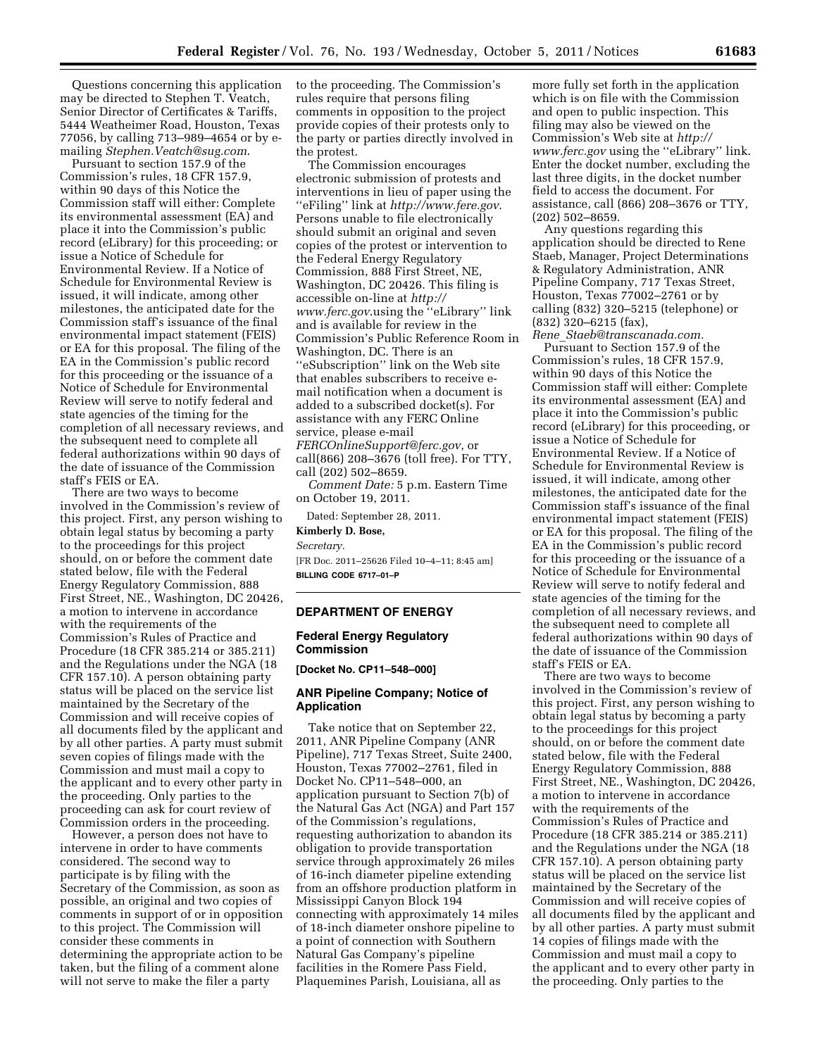Questions concerning this application may be directed to Stephen T. Veatch, Senior Director of Certificates & Tariffs, 5444 Weatheimer Road, Houston, Texas 77056, by calling 713–989–4654 or by e-mailing *Stephen.Veatch@sug.com*.

Pursuant to section 157.9 of the Commission's rules, 18 CFR 157.9, within 90 days of this Notice the Commission staff will either: Complete its environmental assessment (EA) and place it into the Commission's public record (eLibrary) for this proceeding; or issue a Notice of Schedule for Environmental Review. If a Notice of Schedule for Environmental Review is issued, it will indicate, among other milestones, the anticipated date for the Commission staff's issuance of the final environmental impact statement (FEIS) or EA for this proposal. The filing of the EA in the Commission's public record for this proceeding or the issuance of a Notice of Schedule for Environmental Review will serve to notify federal and state agencies of the timing for the completion of all necessary reviews, and the subsequent need to complete all federal authorizations within 90 days of the date of issuance of the Commission staff's FEIS or EA.

There are two ways to become involved in the Commission's review of this project. First, any person wishing to obtain legal status by becoming a party to the proceedings for this project should, on or before the comment date stated below, file with the Federal Energy Regulatory Commission, 888 First Street, NE., Washington, DC 20426, a motion to intervene in accordance with the requirements of the Commission's Rules of Practice and Procedure (18 CFR 385.214 or 385.211) and the Regulations under the NGA (18 CFR 157.10). A person obtaining party status will be placed on the service list maintained by the Secretary of the Commission and will receive copies of all documents filed by the applicant and by all other parties. A party must submit seven copies of filings made with the Commission and must mail a copy to the applicant and to every other party in the proceeding. Only parties to the proceeding can ask for court review of Commission orders in the proceeding.

However, a person does not have to intervene in order to have comments considered. The second way to participate is by filing with the Secretary of the Commission, as soon as possible, an original and two copies of comments in support of or in opposition to this project. The Commission will consider these comments in determining the appropriate action to be taken, but the filing of a comment alone will not serve to make the filer a party to the proceeding. The Commission's rules require that persons filing comments in opposition to the project provide copies of their protests only to the party or parties directly involved in the protest.

The Commission encourages electronic submission of protests and interventions in lieu of paper using the ''eFiling'' link at *http://www.fere.gov*. Persons unable to file electronically should submit an original and seven copies of the protest or intervention to the Federal Energy Regulatory Commission, 888 First Street, NE, Washington, DC 20426. This filing is accessible on-line at *http://www.ferc.gov*.using the ''eLibrary'' link and is available for review in the Commission's Public Reference Room in Washington, DC. There is an ''eSubscription'' link on the Web site that enables subscribers to receive e-mail notification when a document is added to a subscribed docket(s). For assistance with any FERC Online service, please e-mail *FERCOnlineSupport@ferc.gov*, or call(866) 208–3676 (toll free). For TTY, call (202) 502–8659.

*Comment Date:* 5 p.m. Eastern Time on October 19, 2011.

Dated: September 28, 2011.

**Kimberly D. Bose,**

*Secretary.*

[FR Doc. 2011–25626 Filed 10–4–11; 8:45 am]

**BILLING CODE 6717–01–P**

## DEPARTMENT OF ENERGY

### Federal Energy Regulatory Commission

**[Docket No. CP11–548–000]**

### ANR Pipeline Company; Notice of Application

Take notice that on September 22, 2011, ANR Pipeline Company (ANR Pipeline), 717 Texas Street, Suite 2400, Houston, Texas 77002–2761, filed in Docket No. CP11–548–000, an application pursuant to Section 7(b) of the Natural Gas Act (NGA) and Part 157 of the Commission's regulations, requesting authorization to abandon its obligation to provide transportation service through approximately 26 miles of 16-inch diameter pipeline extending from an offshore production platform in Mississippi Canyon Block 194 connecting with approximately 14 miles of 18-inch diameter onshore pipeline to a point of connection with Southern Natural Gas Company's pipeline facilities in the Romere Pass Field, Plaquemines Parish, Louisiana, all as more fully set forth in the application which is on file with the Commission and open to public inspection. This filing may also be viewed on the Commission's Web site at *http://www.ferc.gov* using the ''eLibrary'' link. Enter the docket number, excluding the last three digits, in the docket number field to access the document. For assistance, call (866) 208–3676 or TTY, (202) 502–8659.

Any questions regarding this application should be directed to Rene Staeb, Manager, Project Determinations & Regulatory Administration, ANR Pipeline Company, 717 Texas Street, Houston, Texas 77002–2761 or by calling (832) 320–5215 (telephone) or (832) 320–6215 (fax), *Rene_Staeb@transcanada.com.*

Pursuant to Section 157.9 of the Commission's rules, 18 CFR 157.9, within 90 days of this Notice the Commission staff will either: Complete its environmental assessment (EA) and place it into the Commission's public record (eLibrary) for this proceeding, or issue a Notice of Schedule for Environmental Review. If a Notice of Schedule for Environmental Review is issued, it will indicate, among other milestones, the anticipated date for the Commission staff's issuance of the final environmental impact statement (FEIS) or EA for this proposal. The filing of the EA in the Commission's public record for this proceeding or the issuance of a Notice of Schedule for Environmental Review will serve to notify federal and state agencies of the timing for the completion of all necessary reviews, and the subsequent need to complete all federal authorizations within 90 days of the date of issuance of the Commission staff's FEIS or EA.

There are two ways to become involved in the Commission's review of this project. First, any person wishing to obtain legal status by becoming a party to the proceedings for this project should, on or before the comment date stated below, file with the Federal Energy Regulatory Commission, 888 First Street, NE., Washington, DC 20426, a motion to intervene in accordance with the requirements of the Commission's Rules of Practice and Procedure (18 CFR 385.214 or 385.211) and the Regulations under the NGA (18 CFR 157.10). A person obtaining party status will be placed on the service list maintained by the Secretary of the Commission and will receive copies of all documents filed by the applicant and by all other parties. A party must submit 14 copies of filings made with the Commission and must mail a copy to the applicant and to every other party in the proceeding. Only parties to the